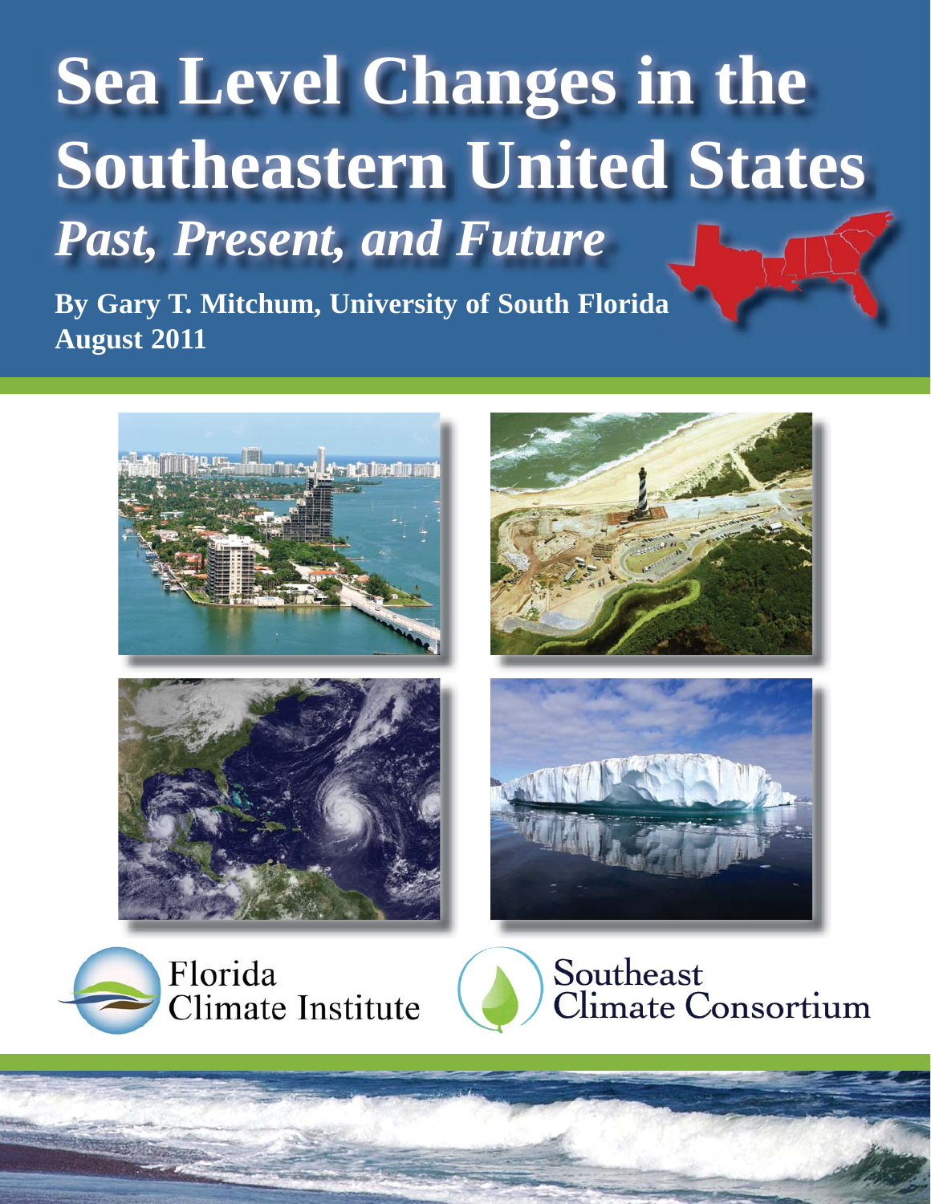# Sea Level Changes in the Southeastern United States

## *Past, Present, and Future*

**By Gary T. Mitchum, University of South Florida**
**August 2011**

Florida Climate Institute

Southeast Climate Consortium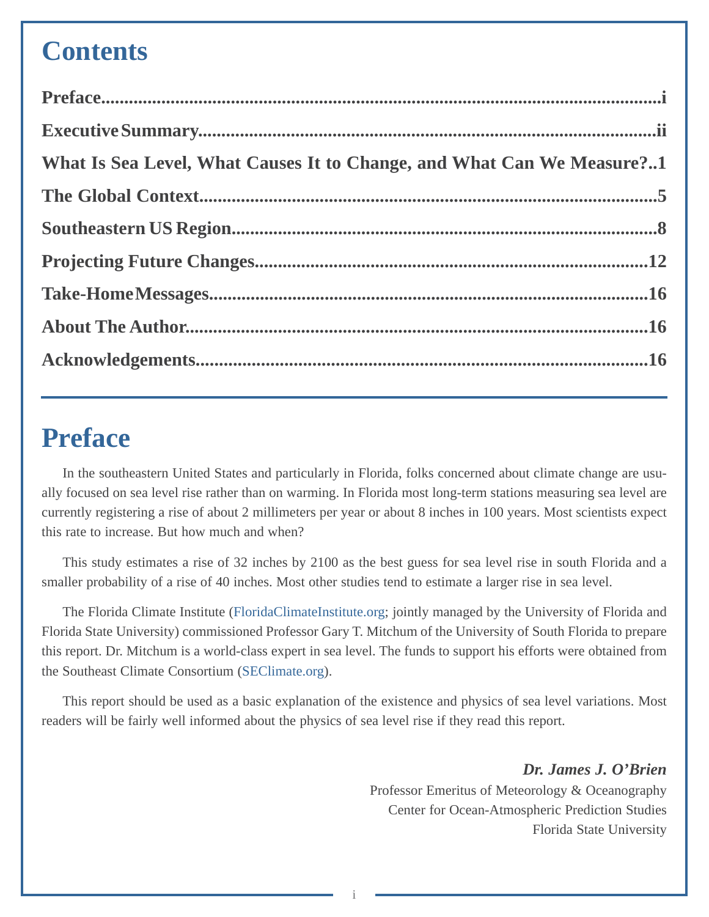# Contents

**Preface** ........................................................................................................ i

**Executive Summary** ........................................................................................ ii

**What Is Sea Level, What Causes It to Change, and What Can We Measure?** ..1

**The Global Context** ........................................................................................ 5

**Southeastern US Region** ................................................................................ 8

**Projecting Future Changes** ........................................................................... 12

**Take-Home Messages** ................................................................................... 16

**About The Author** ......................................................................................... 16

**Acknowledgements** ....................................................................................... 16

# Preface

In the southeastern United States and particularly in Florida, folks concerned about climate change are usually focused on sea level rise rather than on warming. In Florida most long-term stations measuring sea level are currently registering a rise of about 2 millimeters per year or about 8 inches in 100 years. Most scientists expect this rate to increase. But how much and when?

This study estimates a rise of 32 inches by 2100 as the best guess for sea level rise in south Florida and a smaller probability of a rise of 40 inches. Most other studies tend to estimate a larger rise in sea level.

The Florida Climate Institute (FloridaClimateInstitute.org; jointly managed by the University of Florida and Florida State University) commissioned Professor Gary T. Mitchum of the University of South Florida to prepare this report. Dr. Mitchum is a world-class expert in sea level. The funds to support his efforts were obtained from the Southeast Climate Consortium (SEClimate.org).

This report should be used as a basic explanation of the existence and physics of sea level variations. Most readers will be fairly well informed about the physics of sea level rise if they read this report.

***Dr. James J. O'Brien***
Professor Emeritus of Meteorology & Oceanography
Center for Ocean-Atmospheric Prediction Studies
Florida State University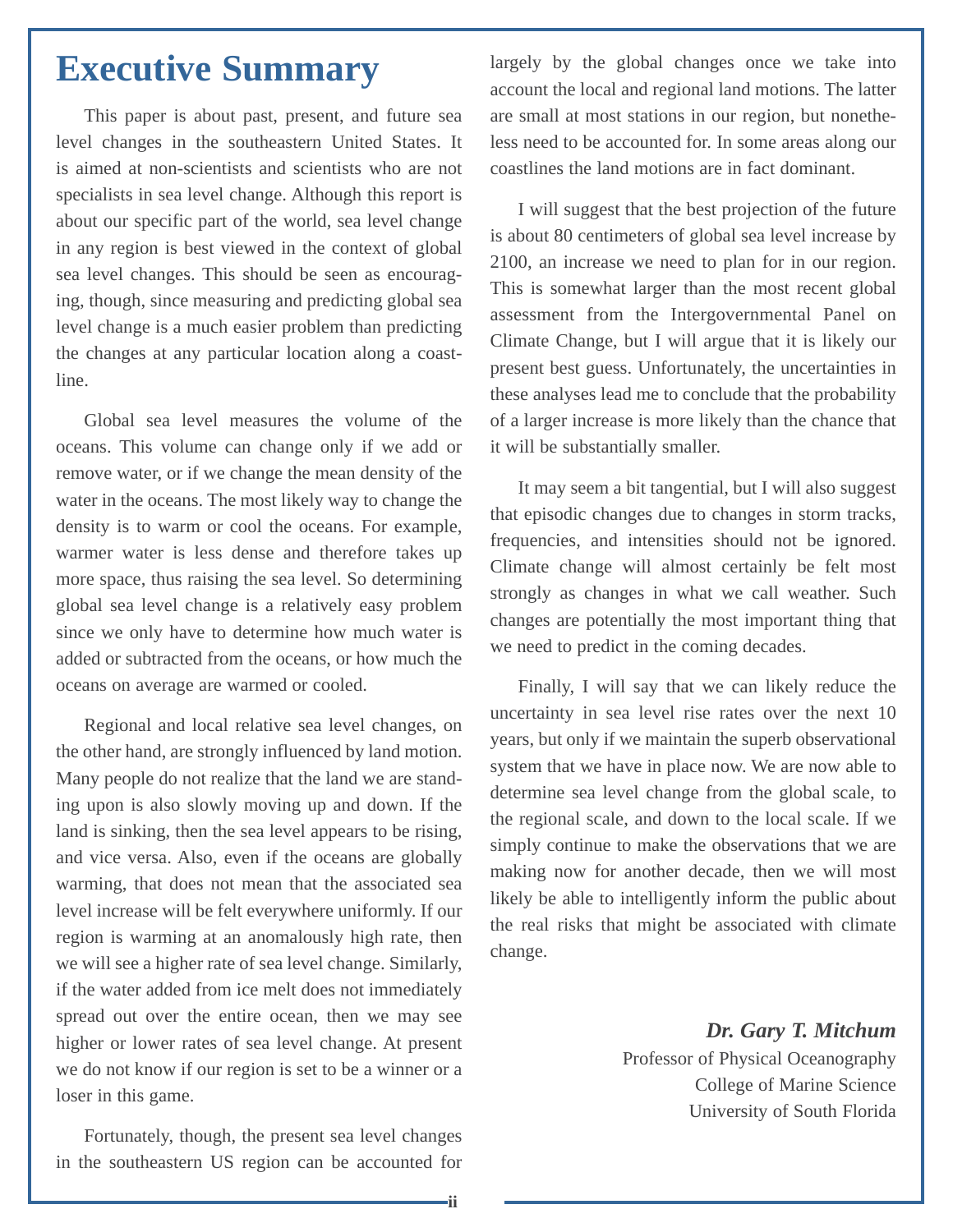# Executive Summary

This paper is about past, present, and future sea level changes in the southeastern United States. It is aimed at non-scientists and scientists who are not specialists in sea level change. Although this report is about our specific part of the world, sea level change in any region is best viewed in the context of global sea level changes. This should be seen as encouraging, though, since measuring and predicting global sea level change is a much easier problem than predicting the changes at any particular location along a coastline.

Global sea level measures the volume of the oceans. This volume can change only if we add or remove water, or if we change the mean density of the water in the oceans. The most likely way to change the density is to warm or cool the oceans. For example, warmer water is less dense and therefore takes up more space, thus raising the sea level. So determining global sea level change is a relatively easy problem since we only have to determine how much water is added or subtracted from the oceans, or how much the oceans on average are warmed or cooled.

Regional and local relative sea level changes, on the other hand, are strongly influenced by land motion. Many people do not realize that the land we are standing upon is also slowly moving up and down. If the land is sinking, then the sea level appears to be rising, and vice versa. Also, even if the oceans are globally warming, that does not mean that the associated sea level increase will be felt everywhere uniformly. If our region is warming at an anomalously high rate, then we will see a higher rate of sea level change. Similarly, if the water added from ice melt does not immediately spread out over the entire ocean, then we may see higher or lower rates of sea level change. At present we do not know if our region is set to be a winner or a loser in this game.

Fortunately, though, the present sea level changes in the southeastern US region can be accounted for largely by the global changes once we take into account the local and regional land motions. The latter are small at most stations in our region, but nonetheless need to be accounted for. In some areas along our coastlines the land motions are in fact dominant.

I will suggest that the best projection of the future is about 80 centimeters of global sea level increase by 2100, an increase we need to plan for in our region. This is somewhat larger than the most recent global assessment from the Intergovernmental Panel on Climate Change, but I will argue that it is likely our present best guess. Unfortunately, the uncertainties in these analyses lead me to conclude that the probability of a larger increase is more likely than the chance that it will be substantially smaller.

It may seem a bit tangential, but I will also suggest that episodic changes due to changes in storm tracks, frequencies, and intensities should not be ignored. Climate change will almost certainly be felt most strongly as changes in what we call weather. Such changes are potentially the most important thing that we need to predict in the coming decades.

Finally, I will say that we can likely reduce the uncertainty in sea level rise rates over the next 10 years, but only if we maintain the superb observational system that we have in place now. We are now able to determine sea level change from the global scale, to the regional scale, and down to the local scale. If we simply continue to make the observations that we are making now for another decade, then we will most likely be able to intelligently inform the public about the real risks that might be associated with climate change.

***Dr. Gary T. Mitchum***
Professor of Physical Oceanography
College of Marine Science
University of South Florida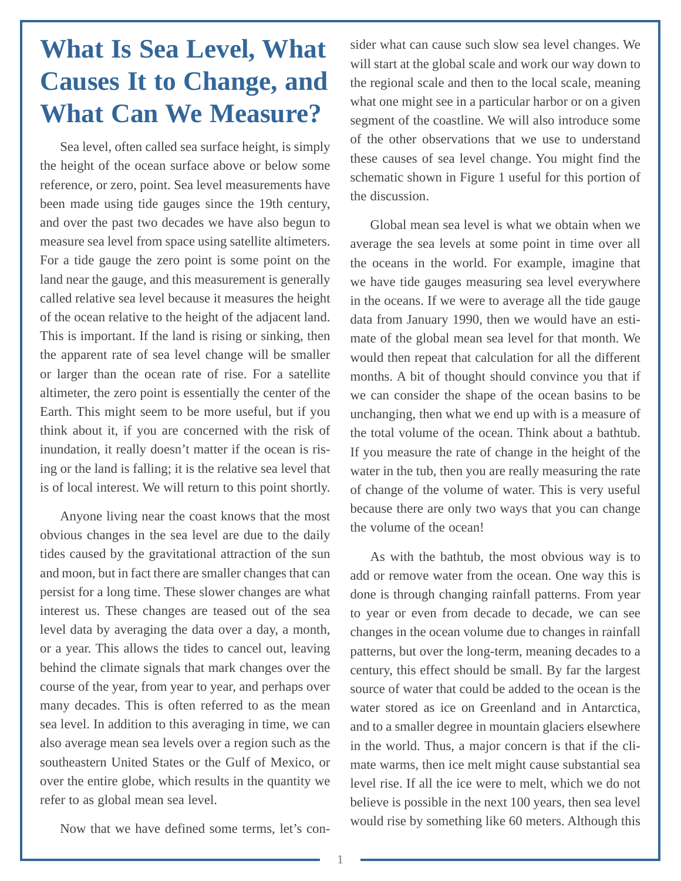# What Is Sea Level, What Causes It to Change, and What Can We Measure?

Sea level, often called sea surface height, is simply the height of the ocean surface above or below some reference, or zero, point. Sea level measurements have been made using tide gauges since the 19th century, and over the past two decades we have also begun to measure sea level from space using satellite altimeters. For a tide gauge the zero point is some point on the land near the gauge, and this measurement is generally called relative sea level because it measures the height of the ocean relative to the height of the adjacent land. This is important. If the land is rising or sinking, then the apparent rate of sea level change will be smaller or larger than the ocean rate of rise. For a satellite altimeter, the zero point is essentially the center of the Earth. This might seem to be more useful, but if you think about it, if you are concerned with the risk of inundation, it really doesn't matter if the ocean is rising or the land is falling; it is the relative sea level that is of local interest. We will return to this point shortly.

Anyone living near the coast knows that the most obvious changes in the sea level are due to the daily tides caused by the gravitational attraction of the sun and moon, but in fact there are smaller changes that can persist for a long time. These slower changes are what interest us. These changes are teased out of the sea level data by averaging the data over a day, a month, or a year. This allows the tides to cancel out, leaving behind the climate signals that mark changes over the course of the year, from year to year, and perhaps over many decades. This is often referred to as the mean sea level. In addition to this averaging in time, we can also average mean sea levels over a region such as the southeastern United States or the Gulf of Mexico, or over the entire globe, which results in the quantity we refer to as global mean sea level.

Now that we have defined some terms, let's consider what can cause such slow sea level changes. We will start at the global scale and work our way down to the regional scale and then to the local scale, meaning what one might see in a particular harbor or on a given segment of the coastline. We will also introduce some of the other observations that we use to understand these causes of sea level change. You might find the schematic shown in Figure 1 useful for this portion of the discussion.

Global mean sea level is what we obtain when we average the sea levels at some point in time over all the oceans in the world. For example, imagine that we have tide gauges measuring sea level everywhere in the oceans. If we were to average all the tide gauge data from January 1990, then we would have an estimate of the global mean sea level for that month. We would then repeat that calculation for all the different months. A bit of thought should convince you that if we can consider the shape of the ocean basins to be unchanging, then what we end up with is a measure of the total volume of the ocean. Think about a bathtub. If you measure the rate of change in the height of the water in the tub, then you are really measuring the rate of change of the volume of water. This is very useful because there are only two ways that you can change the volume of the ocean!

As with the bathtub, the most obvious way is to add or remove water from the ocean. One way this is done is through changing rainfall patterns. From year to year or even from decade to decade, we can see changes in the ocean volume due to changes in rainfall patterns, but over the long-term, meaning decades to a century, this effect should be small. By far the largest source of water that could be added to the ocean is the water stored as ice on Greenland and in Antarctica, and to a smaller degree in mountain glaciers elsewhere in the world. Thus, a major concern is that if the climate warms, then ice melt might cause substantial sea level rise. If all the ice were to melt, which we do not believe is possible in the next 100 years, then sea level would rise by something like 60 meters. Although this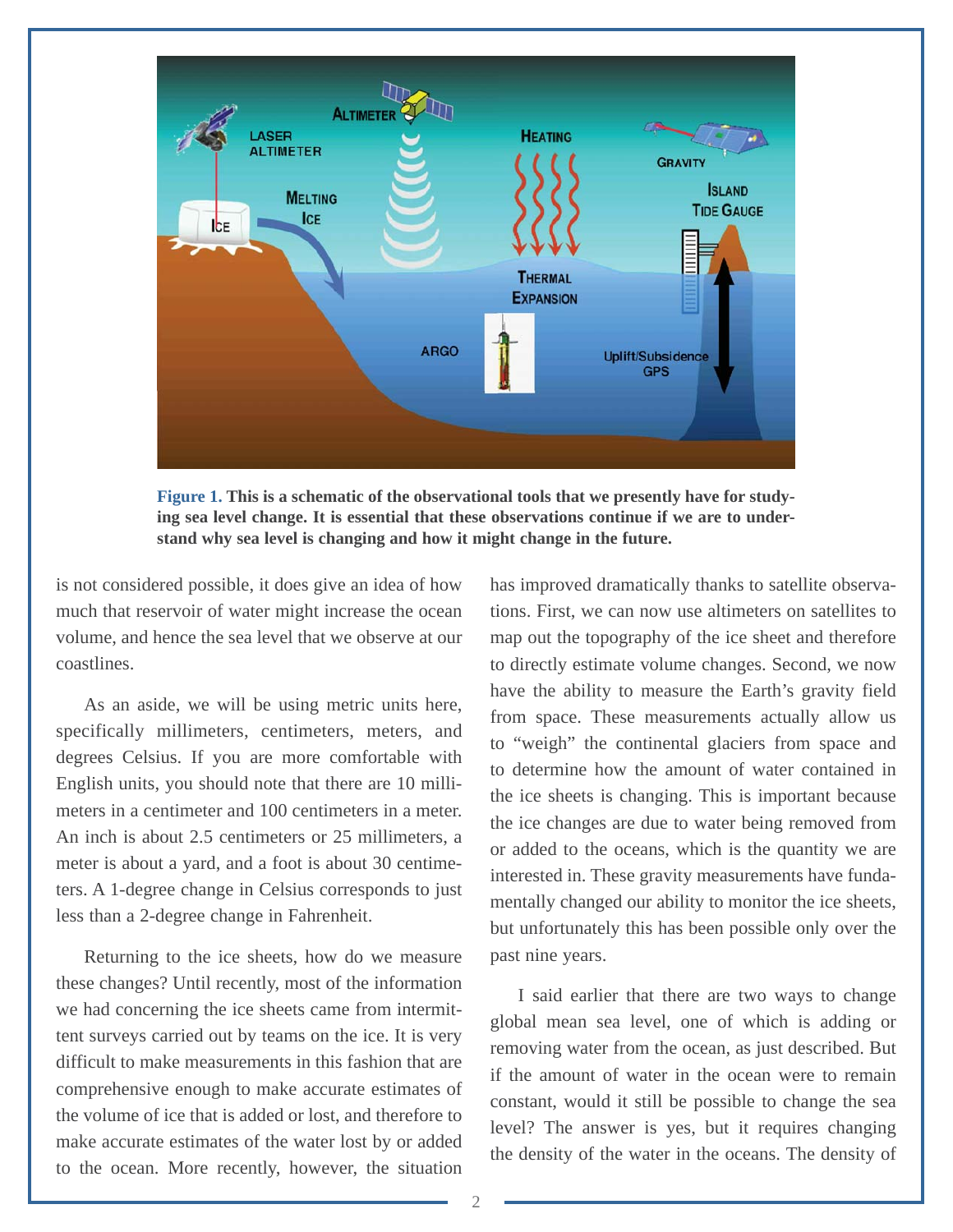**Figure 1.** **This is a schematic of the observational tools that we presently have for studying sea level change. It is essential that these observations continue if we are to understand why sea level is changing and how it might change in the future.**

is not considered possible, it does give an idea of how much that reservoir of water might increase the ocean volume, and hence the sea level that we observe at our coastlines.

As an aside, we will be using metric units here, specifically millimeters, centimeters, meters, and degrees Celsius. If you are more comfortable with English units, you should note that there are 10 millimeters in a centimeter and 100 centimeters in a meter. An inch is about 2.5 centimeters or 25 millimeters, a meter is about a yard, and a foot is about 30 centimeters. A 1-degree change in Celsius corresponds to just less than a 2-degree change in Fahrenheit.

Returning to the ice sheets, how do we measure these changes? Until recently, most of the information we had concerning the ice sheets came from intermittent surveys carried out by teams on the ice. It is very difficult to make measurements in this fashion that are comprehensive enough to make accurate estimates of the volume of ice that is added or lost, and therefore to make accurate estimates of the water lost by or added to the ocean. More recently, however, the situation has improved dramatically thanks to satellite observations. First, we can now use altimeters on satellites to map out the topography of the ice sheet and therefore to directly estimate volume changes. Second, we now have the ability to measure the Earth's gravity field from space. These measurements actually allow us to "weigh" the continental glaciers from space and to determine how the amount of water contained in the ice sheets is changing. This is important because the ice changes are due to water being removed from or added to the oceans, which is the quantity we are interested in. These gravity measurements have fundamentally changed our ability to monitor the ice sheets, but unfortunately this has been possible only over the past nine years.

I said earlier that there are two ways to change global mean sea level, one of which is adding or removing water from the ocean, as just described. But if the amount of water in the ocean were to remain constant, would it still be possible to change the sea level? The answer is yes, but it requires changing the density of the water in the oceans. The density of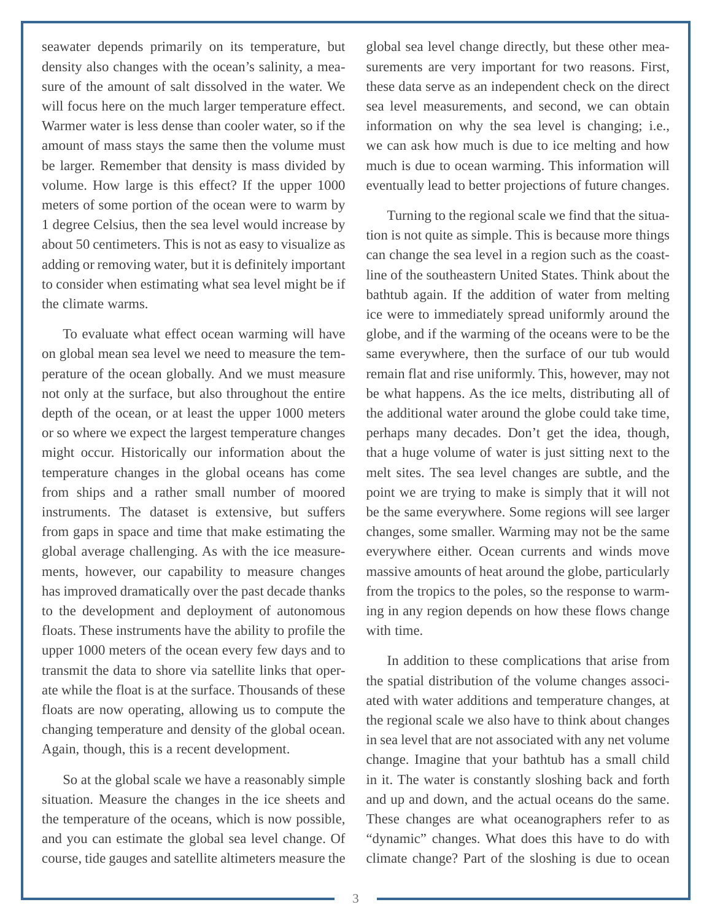seawater depends primarily on its temperature, but density also changes with the ocean's salinity, a measure of the amount of salt dissolved in the water. We will focus here on the much larger temperature effect. Warmer water is less dense than cooler water, so if the amount of mass stays the same then the volume must be larger. Remember that density is mass divided by volume. How large is this effect? If the upper 1000 meters of some portion of the ocean were to warm by 1 degree Celsius, then the sea level would increase by about 50 centimeters. This is not as easy to visualize as adding or removing water, but it is definitely important to consider when estimating what sea level might be if the climate warms.

To evaluate what effect ocean warming will have on global mean sea level we need to measure the temperature of the ocean globally. And we must measure not only at the surface, but also throughout the entire depth of the ocean, or at least the upper 1000 meters or so where we expect the largest temperature changes might occur. Historically our information about the temperature changes in the global oceans has come from ships and a rather small number of moored instruments. The dataset is extensive, but suffers from gaps in space and time that make estimating the global average challenging. As with the ice measurements, however, our capability to measure changes has improved dramatically over the past decade thanks to the development and deployment of autonomous floats. These instruments have the ability to profile the upper 1000 meters of the ocean every few days and to transmit the data to shore via satellite links that operate while the float is at the surface. Thousands of these floats are now operating, allowing us to compute the changing temperature and density of the global ocean. Again, though, this is a recent development.

So at the global scale we have a reasonably simple situation. Measure the changes in the ice sheets and the temperature of the oceans, which is now possible, and you can estimate the global sea level change. Of course, tide gauges and satellite altimeters measure the global sea level change directly, but these other measurements are very important for two reasons. First, these data serve as an independent check on the direct sea level measurements, and second, we can obtain information on why the sea level is changing; i.e., we can ask how much is due to ice melting and how much is due to ocean warming. This information will eventually lead to better projections of future changes.

Turning to the regional scale we find that the situation is not quite as simple. This is because more things can change the sea level in a region such as the coastline of the southeastern United States. Think about the bathtub again. If the addition of water from melting ice were to immediately spread uniformly around the globe, and if the warming of the oceans were to be the same everywhere, then the surface of our tub would remain flat and rise uniformly. This, however, may not be what happens. As the ice melts, distributing all of the additional water around the globe could take time, perhaps many decades. Don't get the idea, though, that a huge volume of water is just sitting next to the melt sites. The sea level changes are subtle, and the point we are trying to make is simply that it will not be the same everywhere. Some regions will see larger changes, some smaller. Warming may not be the same everywhere either. Ocean currents and winds move massive amounts of heat around the globe, particularly from the tropics to the poles, so the response to warming in any region depends on how these flows change with time.

In addition to these complications that arise from the spatial distribution of the volume changes associated with water additions and temperature changes, at the regional scale we also have to think about changes in sea level that are not associated with any net volume change. Imagine that your bathtub has a small child in it. The water is constantly sloshing back and forth and up and down, and the actual oceans do the same. These changes are what oceanographers refer to as "dynamic" changes. What does this have to do with climate change? Part of the sloshing is due to ocean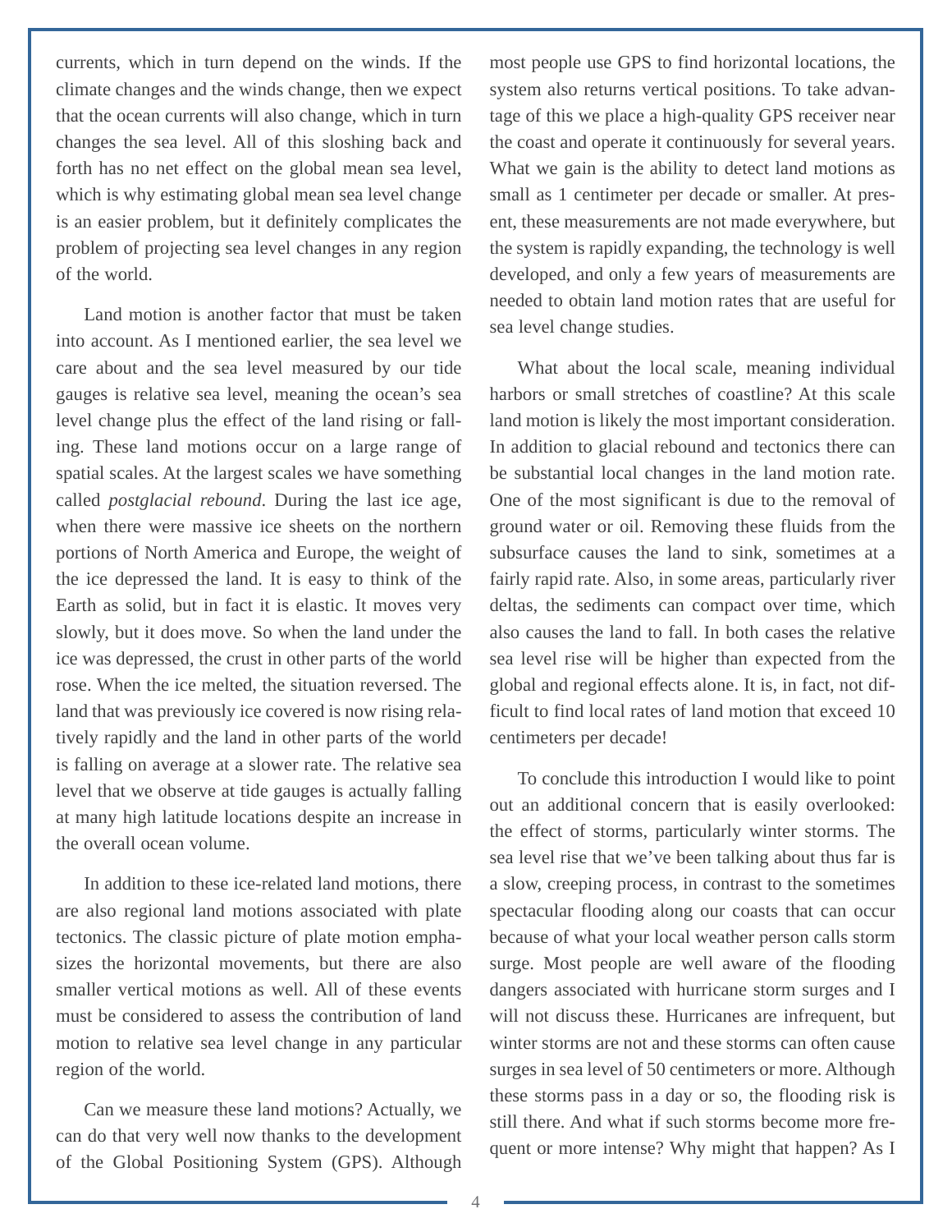currents, which in turn depend on the winds. If the climate changes and the winds change, then we expect that the ocean currents will also change, which in turn changes the sea level. All of this sloshing back and forth has no net effect on the global mean sea level, which is why estimating global mean sea level change is an easier problem, but it definitely complicates the problem of projecting sea level changes in any region of the world.

Land motion is another factor that must be taken into account. As I mentioned earlier, the sea level we care about and the sea level measured by our tide gauges is relative sea level, meaning the ocean's sea level change plus the effect of the land rising or falling. These land motions occur on a large range of spatial scales. At the largest scales we have something called *postglacial rebound*. During the last ice age, when there were massive ice sheets on the northern portions of North America and Europe, the weight of the ice depressed the land. It is easy to think of the Earth as solid, but in fact it is elastic. It moves very slowly, but it does move. So when the land under the ice was depressed, the crust in other parts of the world rose. When the ice melted, the situation reversed. The land that was previously ice covered is now rising relatively rapidly and the land in other parts of the world is falling on average at a slower rate. The relative sea level that we observe at tide gauges is actually falling at many high latitude locations despite an increase in the overall ocean volume.

In addition to these ice-related land motions, there are also regional land motions associated with plate tectonics. The classic picture of plate motion emphasizes the horizontal movements, but there are also smaller vertical motions as well. All of these events must be considered to assess the contribution of land motion to relative sea level change in any particular region of the world.

Can we measure these land motions? Actually, we can do that very well now thanks to the development of the Global Positioning System (GPS). Although most people use GPS to find horizontal locations, the system also returns vertical positions. To take advantage of this we place a high-quality GPS receiver near the coast and operate it continuously for several years. What we gain is the ability to detect land motions as small as 1 centimeter per decade or smaller. At present, these measurements are not made everywhere, but the system is rapidly expanding, the technology is well developed, and only a few years of measurements are needed to obtain land motion rates that are useful for sea level change studies.

What about the local scale, meaning individual harbors or small stretches of coastline? At this scale land motion is likely the most important consideration. In addition to glacial rebound and tectonics there can be substantial local changes in the land motion rate. One of the most significant is due to the removal of ground water or oil. Removing these fluids from the subsurface causes the land to sink, sometimes at a fairly rapid rate. Also, in some areas, particularly river deltas, the sediments can compact over time, which also causes the land to fall. In both cases the relative sea level rise will be higher than expected from the global and regional effects alone. It is, in fact, not difficult to find local rates of land motion that exceed 10 centimeters per decade!

To conclude this introduction I would like to point out an additional concern that is easily overlooked: the effect of storms, particularly winter storms. The sea level rise that we've been talking about thus far is a slow, creeping process, in contrast to the sometimes spectacular flooding along our coasts that can occur because of what your local weather person calls storm surge. Most people are well aware of the flooding dangers associated with hurricane storm surges and I will not discuss these. Hurricanes are infrequent, but winter storms are not and these storms can often cause surges in sea level of 50 centimeters or more. Although these storms pass in a day or so, the flooding risk is still there. And what if such storms become more frequent or more intense? Why might that happen? As I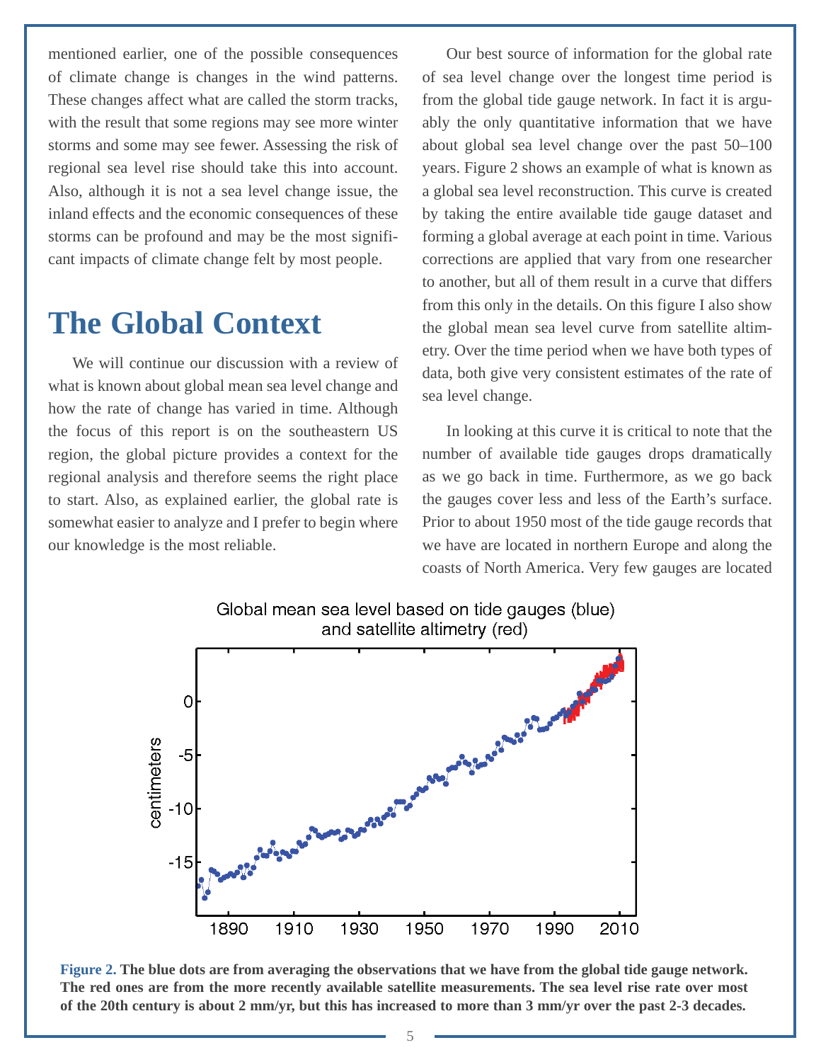mentioned earlier, one of the possible consequences of climate change is changes in the wind patterns. These changes affect what are called the storm tracks, with the result that some regions may see more winter storms and some may see fewer. Assessing the risk of regional sea level rise should take this into account. Also, although it is not a sea level change issue, the inland effects and the economic consequences of these storms can be profound and may be the most significant impacts of climate change felt by most people.

## The Global Context

We will continue our discussion with a review of what is known about global mean sea level change and how the rate of change has varied in time. Although the focus of this report is on the southeastern US region, the global picture provides a context for the regional analysis and therefore seems the right place to start. Also, as explained earlier, the global rate is somewhat easier to analyze and I prefer to begin where our knowledge is the most reliable.

Our best source of information for the global rate of sea level change over the longest time period is from the global tide gauge network. In fact it is arguably the only quantitative information that we have about global sea level change over the past 50–100 years. Figure 2 shows an example of what is known as a global sea level reconstruction. This curve is created by taking the entire available tide gauge dataset and forming a global average at each point in time. Various corrections are applied that vary from one researcher to another, but all of them result in a curve that differs from this only in the details. On this figure I also show the global mean sea level curve from satellite altimetry. Over the time period when we have both types of data, both give very consistent estimates of the rate of sea level change.

In looking at this curve it is critical to note that the number of available tide gauges drops dramatically as we go back in time. Furthermore, as we go back the gauges cover less and less of the Earth's surface. Prior to about 1950 most of the tide gauge records that we have are located in northern Europe and along the coasts of North America. Very few gauges are located

Global mean sea level based on tide gauges (blue) and satellite altimetry (red)

**Figure 2. The blue dots are from averaging the observations that we have from the global tide gauge network. The red ones are from the more recently available satellite measurements. The sea level rise rate over most of the 20th century is about 2 mm/yr, but this has increased to more than 3 mm/yr over the past 2-3 decades.**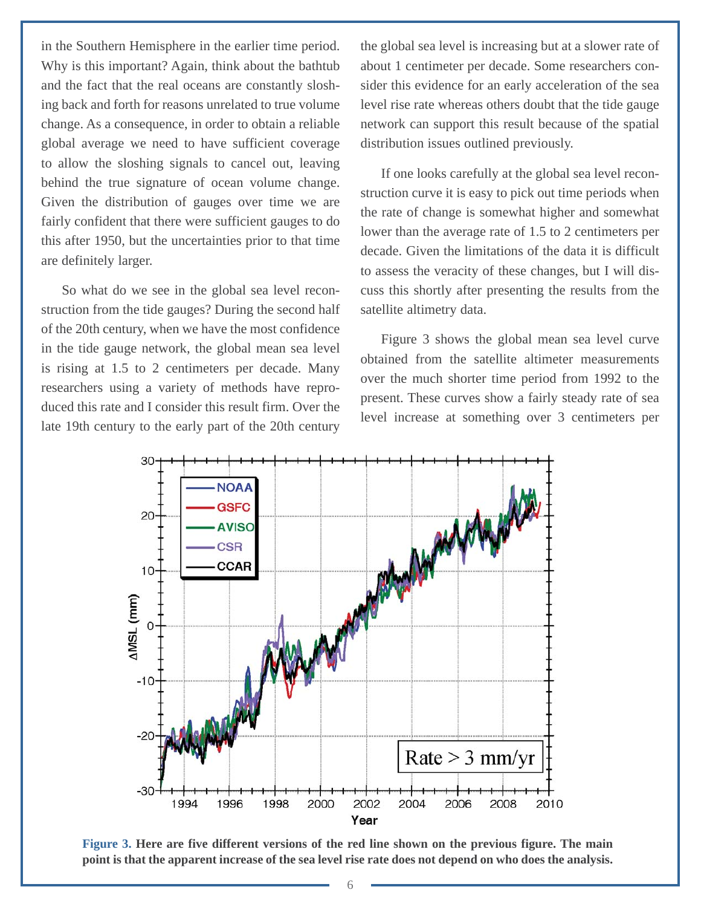in the Southern Hemisphere in the earlier time period. Why is this important? Again, think about the bathtub and the fact that the real oceans are constantly sloshing back and forth for reasons unrelated to true volume change. As a consequence, in order to obtain a reliable global average we need to have sufficient coverage to allow the sloshing signals to cancel out, leaving behind the true signature of ocean volume change. Given the distribution of gauges over time we are fairly confident that there were sufficient gauges to do this after 1950, but the uncertainties prior to that time are definitely larger.

So what do we see in the global sea level reconstruction from the tide gauges? During the second half of the 20th century, when we have the most confidence in the tide gauge network, the global mean sea level is rising at 1.5 to 2 centimeters per decade. Many researchers using a variety of methods have reproduced this rate and I consider this result firm. Over the late 19th century to the early part of the 20th century the global sea level is increasing but at a slower rate of about 1 centimeter per decade. Some researchers consider this evidence for an early acceleration of the sea level rise rate whereas others doubt that the tide gauge network can support this result because of the spatial distribution issues outlined previously.

If one looks carefully at the global sea level reconstruction curve it is easy to pick out time periods when the rate of change is somewhat higher and somewhat lower than the average rate of 1.5 to 2 centimeters per decade. Given the limitations of the data it is difficult to assess the veracity of these changes, but I will discuss this shortly after presenting the results from the satellite altimetry data.

Figure 3 shows the global mean sea level curve obtained from the satellite altimeter measurements over the much shorter time period from 1992 to the present. These curves show a fairly steady rate of sea level increase at something over 3 centimeters per

**Figure 3.** **Here are five different versions of the red line shown on the previous figure. The main point is that the apparent increase of the sea level rise rate does not depend on who does the analysis.**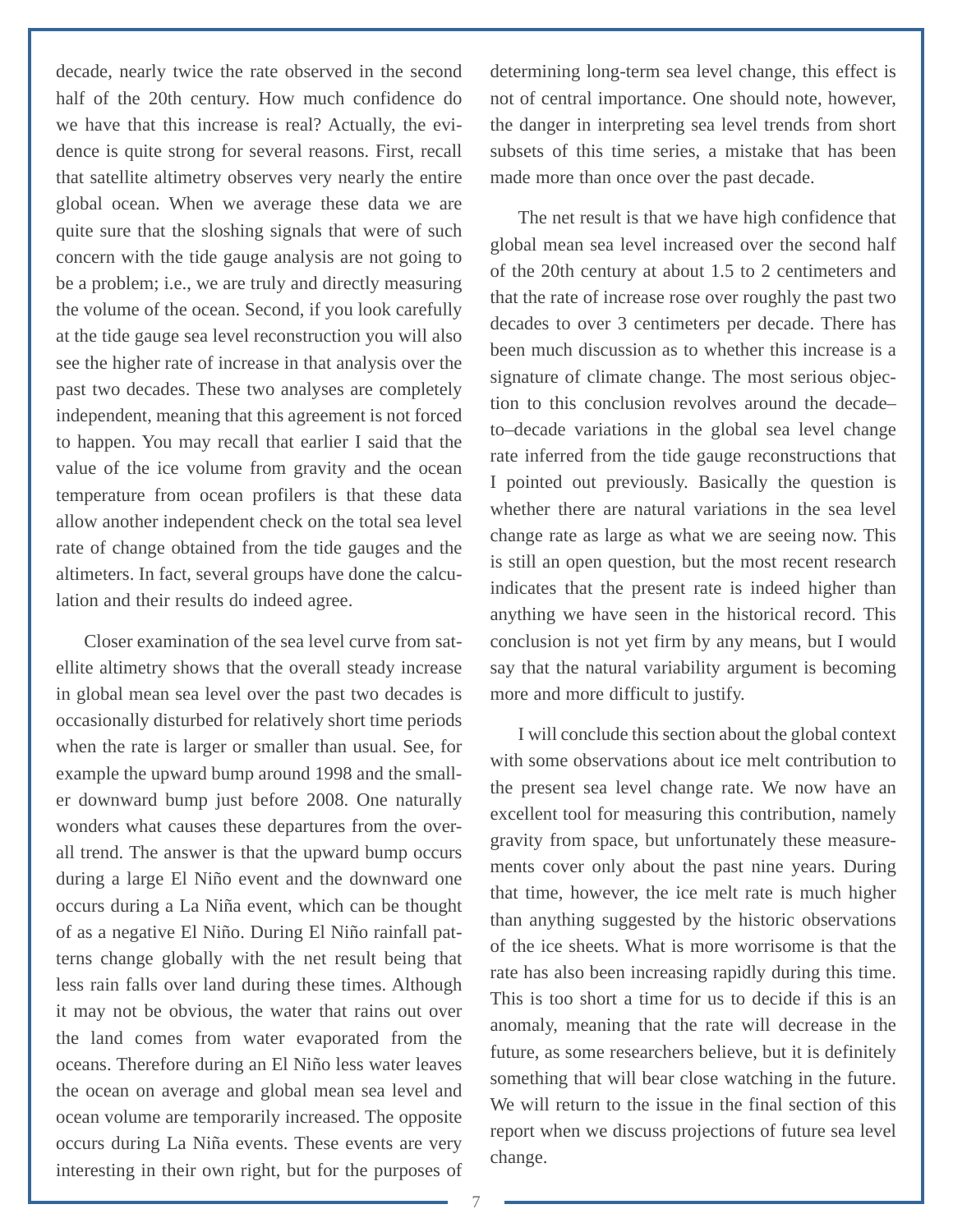decade, nearly twice the rate observed in the second half of the 20th century. How much confidence do we have that this increase is real? Actually, the evidence is quite strong for several reasons. First, recall that satellite altimetry observes very nearly the entire global ocean. When we average these data we are quite sure that the sloshing signals that were of such concern with the tide gauge analysis are not going to be a problem; i.e., we are truly and directly measuring the volume of the ocean. Second, if you look carefully at the tide gauge sea level reconstruction you will also see the higher rate of increase in that analysis over the past two decades. These two analyses are completely independent, meaning that this agreement is not forced to happen. You may recall that earlier I said that the value of the ice volume from gravity and the ocean temperature from ocean profilers is that these data allow another independent check on the total sea level rate of change obtained from the tide gauges and the altimeters. In fact, several groups have done the calculation and their results do indeed agree.

Closer examination of the sea level curve from satellite altimetry shows that the overall steady increase in global mean sea level over the past two decades is occasionally disturbed for relatively short time periods when the rate is larger or smaller than usual. See, for example the upward bump around 1998 and the smaller downward bump just before 2008. One naturally wonders what causes these departures from the overall trend. The answer is that the upward bump occurs during a large El Niño event and the downward one occurs during a La Niña event, which can be thought of as a negative El Niño. During El Niño rainfall patterns change globally with the net result being that less rain falls over land during these times. Although it may not be obvious, the water that rains out over the land comes from water evaporated from the oceans. Therefore during an El Niño less water leaves the ocean on average and global mean sea level and ocean volume are temporarily increased. The opposite occurs during La Niña events. These events are very interesting in their own right, but for the purposes of determining long-term sea level change, this effect is not of central importance. One should note, however, the danger in interpreting sea level trends from short subsets of this time series, a mistake that has been made more than once over the past decade.

The net result is that we have high confidence that global mean sea level increased over the second half of the 20th century at about 1.5 to 2 centimeters and that the rate of increase rose over roughly the past two decades to over 3 centimeters per decade. There has been much discussion as to whether this increase is a signature of climate change. The most serious objection to this conclusion revolves around the decade–to–decade variations in the global sea level change rate inferred from the tide gauge reconstructions that I pointed out previously. Basically the question is whether there are natural variations in the sea level change rate as large as what we are seeing now. This is still an open question, but the most recent research indicates that the present rate is indeed higher than anything we have seen in the historical record. This conclusion is not yet firm by any means, but I would say that the natural variability argument is becoming more and more difficult to justify.

I will conclude this section about the global context with some observations about ice melt contribution to the present sea level change rate. We now have an excellent tool for measuring this contribution, namely gravity from space, but unfortunately these measurements cover only about the past nine years. During that time, however, the ice melt rate is much higher than anything suggested by the historic observations of the ice sheets. What is more worrisome is that the rate has also been increasing rapidly during this time. This is too short a time for us to decide if this is an anomaly, meaning that the rate will decrease in the future, as some researchers believe, but it is definitely something that will bear close watching in the future. We will return to the issue in the final section of this report when we discuss projections of future sea level change.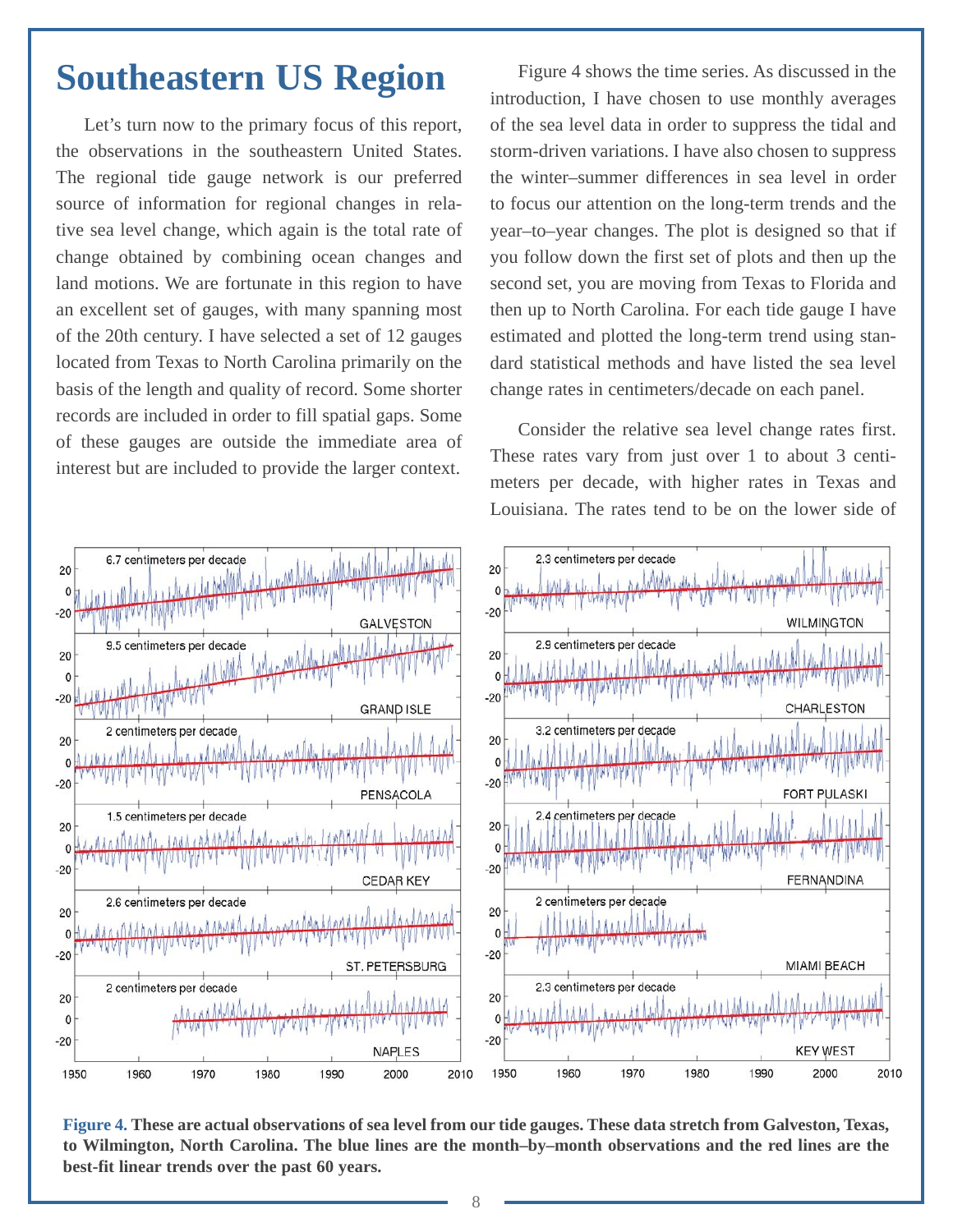# Southeastern US Region

Let's turn now to the primary focus of this report, the observations in the southeastern United States. The regional tide gauge network is our preferred source of information for regional changes in relative sea level change, which again is the total rate of change obtained by combining ocean changes and land motions. We are fortunate in this region to have an excellent set of gauges, with many spanning most of the 20th century. I have selected a set of 12 gauges located from Texas to North Carolina primarily on the basis of the length and quality of record. Some shorter records are included in order to fill spatial gaps. Some of these gauges are outside the immediate area of interest but are included to provide the larger context.

Figure 4 shows the time series. As discussed in the introduction, I have chosen to use monthly averages of the sea level data in order to suppress the tidal and storm-driven variations. I have also chosen to suppress the winter–summer differences in sea level in order to focus our attention on the long-term trends and the year–to–year changes. The plot is designed so that if you follow down the first set of plots and then up the second set, you are moving from Texas to Florida and then up to North Carolina. For each tide gauge I have estimated and plotted the long-term trend using standard statistical methods and have listed the sea level change rates in centimeters/decade on each panel.

Consider the relative sea level change rates first. These rates vary from just over 1 to about 3 centimeters per decade, with higher rates in Texas and Louisiana. The rates tend to be on the lower side of

**Figure 4.** **These are actual observations of sea level from our tide gauges. These data stretch from Galveston, Texas, to Wilmington, North Carolina. The blue lines are the month–by–month observations and the red lines are the best-fit linear trends over the past 60 years.**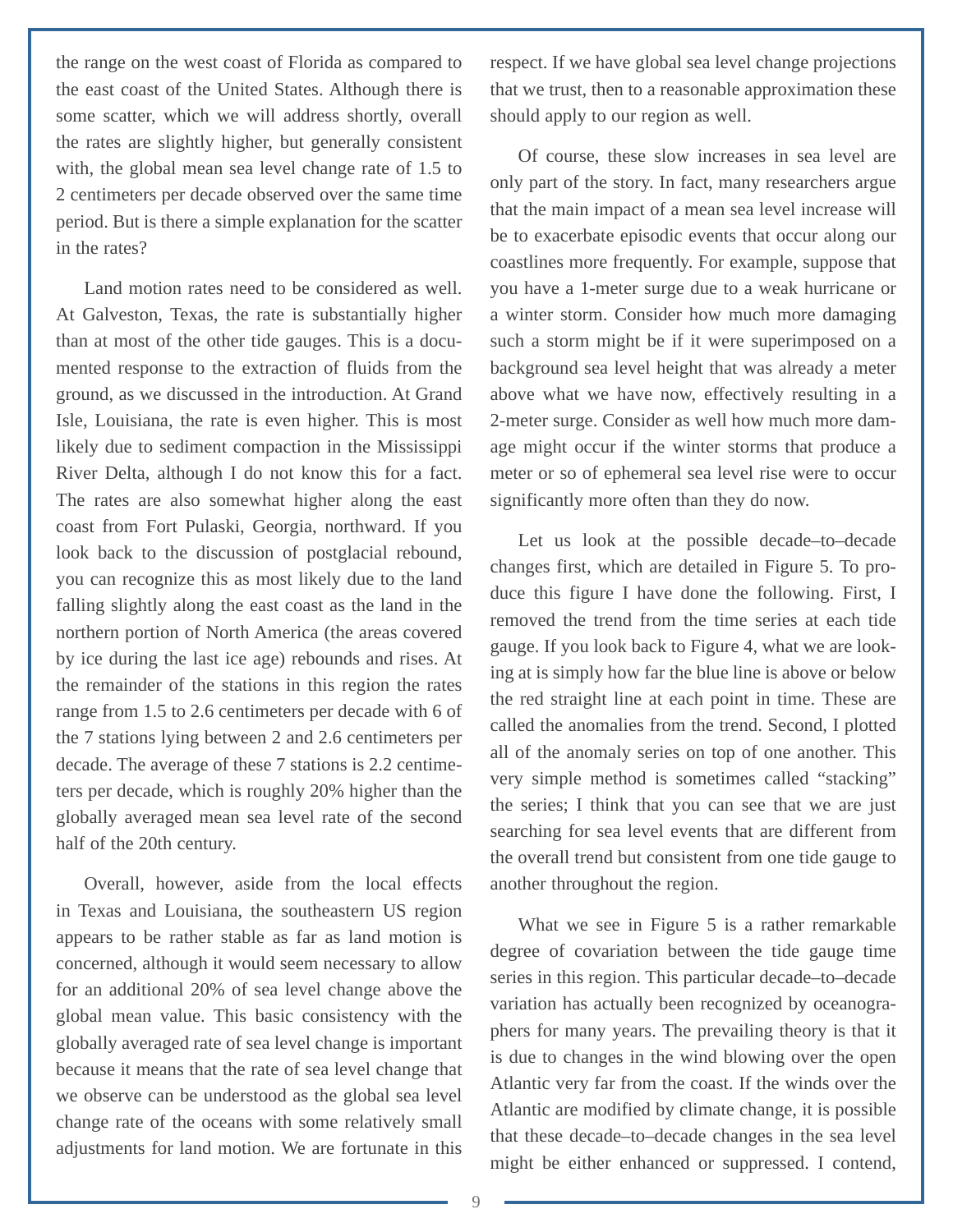the range on the west coast of Florida as compared to the east coast of the United States. Although there is some scatter, which we will address shortly, overall the rates are slightly higher, but generally consistent with, the global mean sea level change rate of 1.5 to 2 centimeters per decade observed over the same time period. But is there a simple explanation for the scatter in the rates?

Land motion rates need to be considered as well. At Galveston, Texas, the rate is substantially higher than at most of the other tide gauges. This is a documented response to the extraction of fluids from the ground, as we discussed in the introduction. At Grand Isle, Louisiana, the rate is even higher. This is most likely due to sediment compaction in the Mississippi River Delta, although I do not know this for a fact. The rates are also somewhat higher along the east coast from Fort Pulaski, Georgia, northward. If you look back to the discussion of postglacial rebound, you can recognize this as most likely due to the land falling slightly along the east coast as the land in the northern portion of North America (the areas covered by ice during the last ice age) rebounds and rises. At the remainder of the stations in this region the rates range from 1.5 to 2.6 centimeters per decade with 6 of the 7 stations lying between 2 and 2.6 centimeters per decade. The average of these 7 stations is 2.2 centimeters per decade, which is roughly 20% higher than the globally averaged mean sea level rate of the second half of the 20th century.

Overall, however, aside from the local effects in Texas and Louisiana, the southeastern US region appears to be rather stable as far as land motion is concerned, although it would seem necessary to allow for an additional 20% of sea level change above the global mean value. This basic consistency with the globally averaged rate of sea level change is important because it means that the rate of sea level change that we observe can be understood as the global sea level change rate of the oceans with some relatively small adjustments for land motion. We are fortunate in this respect. If we have global sea level change projections that we trust, then to a reasonable approximation these should apply to our region as well.

Of course, these slow increases in sea level are only part of the story. In fact, many researchers argue that the main impact of a mean sea level increase will be to exacerbate episodic events that occur along our coastlines more frequently. For example, suppose that you have a 1-meter surge due to a weak hurricane or a winter storm. Consider how much more damaging such a storm might be if it were superimposed on a background sea level height that was already a meter above what we have now, effectively resulting in a 2-meter surge. Consider as well how much more damage might occur if the winter storms that produce a meter or so of ephemeral sea level rise were to occur significantly more often than they do now.

Let us look at the possible decade–to–decade changes first, which are detailed in Figure 5. To produce this figure I have done the following. First, I removed the trend from the time series at each tide gauge. If you look back to Figure 4, what we are looking at is simply how far the blue line is above or below the red straight line at each point in time. These are called the anomalies from the trend. Second, I plotted all of the anomaly series on top of one another. This very simple method is sometimes called "stacking" the series; I think that you can see that we are just searching for sea level events that are different from the overall trend but consistent from one tide gauge to another throughout the region.

What we see in Figure 5 is a rather remarkable degree of covariation between the tide gauge time series in this region. This particular decade–to–decade variation has actually been recognized by oceanographers for many years. The prevailing theory is that it is due to changes in the wind blowing over the open Atlantic very far from the coast. If the winds over the Atlantic are modified by climate change, it is possible that these decade–to–decade changes in the sea level might be either enhanced or suppressed. I contend,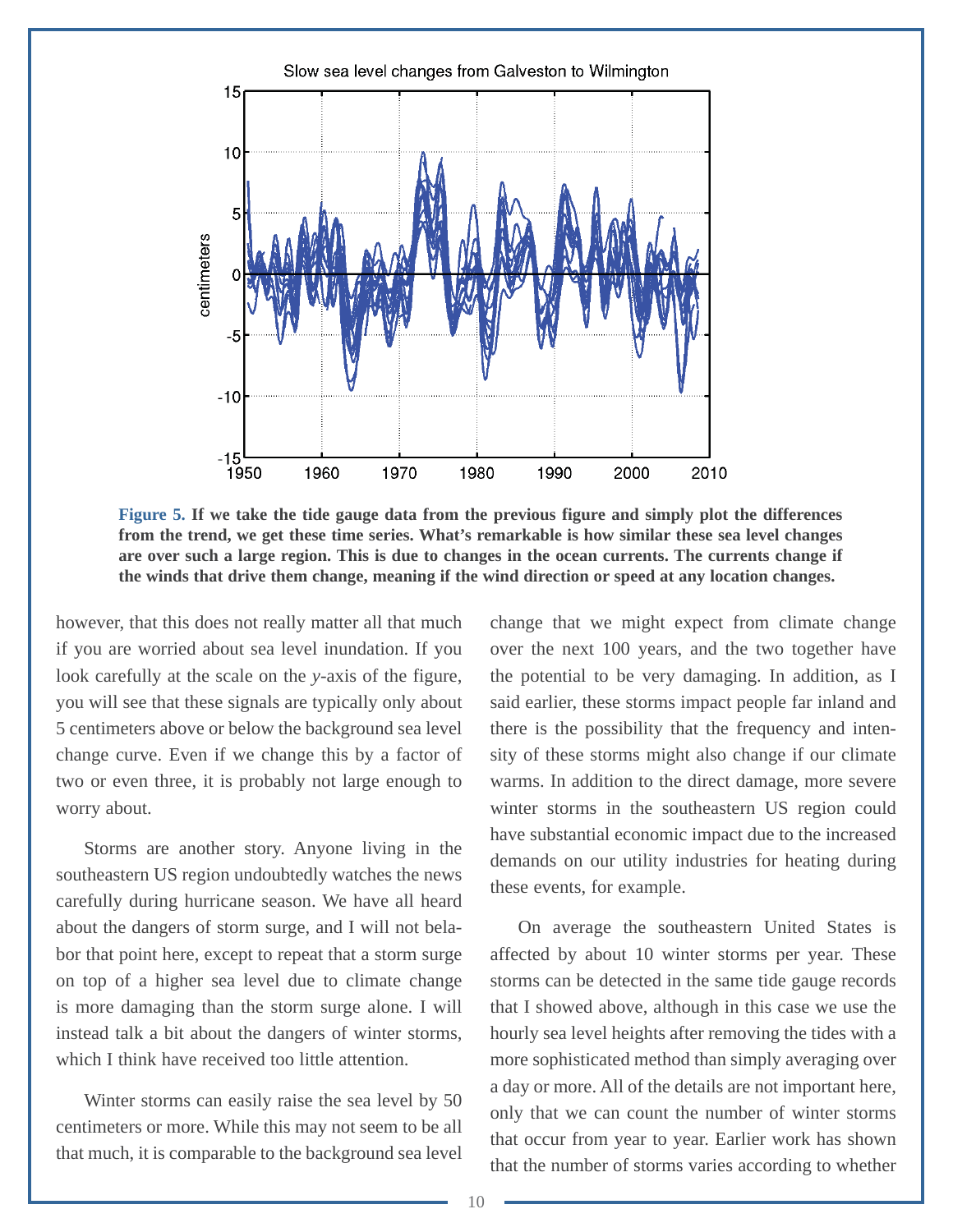**Figure 5.** **If we take the tide gauge data from the previous figure and simply plot the differences from the trend, we get these time series. What's remarkable is how similar these sea level changes are over such a large region. This is due to changes in the ocean currents. The currents change if the winds that drive them change, meaning if the wind direction or speed at any location changes.**

however, that this does not really matter all that much if you are worried about sea level inundation. If you look carefully at the scale on the *y*-axis of the figure, you will see that these signals are typically only about 5 centimeters above or below the background sea level change curve. Even if we change this by a factor of two or even three, it is probably not large enough to worry about.

Storms are another story. Anyone living in the southeastern US region undoubtedly watches the news carefully during hurricane season. We have all heard about the dangers of storm surge, and I will not belabor that point here, except to repeat that a storm surge on top of a higher sea level due to climate change is more damaging than the storm surge alone. I will instead talk a bit about the dangers of winter storms, which I think have received too little attention.

Winter storms can easily raise the sea level by 50 centimeters or more. While this may not seem to be all that much, it is comparable to the background sea level change that we might expect from climate change over the next 100 years, and the two together have the potential to be very damaging. In addition, as I said earlier, these storms impact people far inland and there is the possibility that the frequency and intensity of these storms might also change if our climate warms. In addition to the direct damage, more severe winter storms in the southeastern US region could have substantial economic impact due to the increased demands on our utility industries for heating during these events, for example.

On average the southeastern United States is affected by about 10 winter storms per year. These storms can be detected in the same tide gauge records that I showed above, although in this case we use the hourly sea level heights after removing the tides with a more sophisticated method than simply averaging over a day or more. All of the details are not important here, only that we can count the number of winter storms that occur from year to year. Earlier work has shown that the number of storms varies according to whether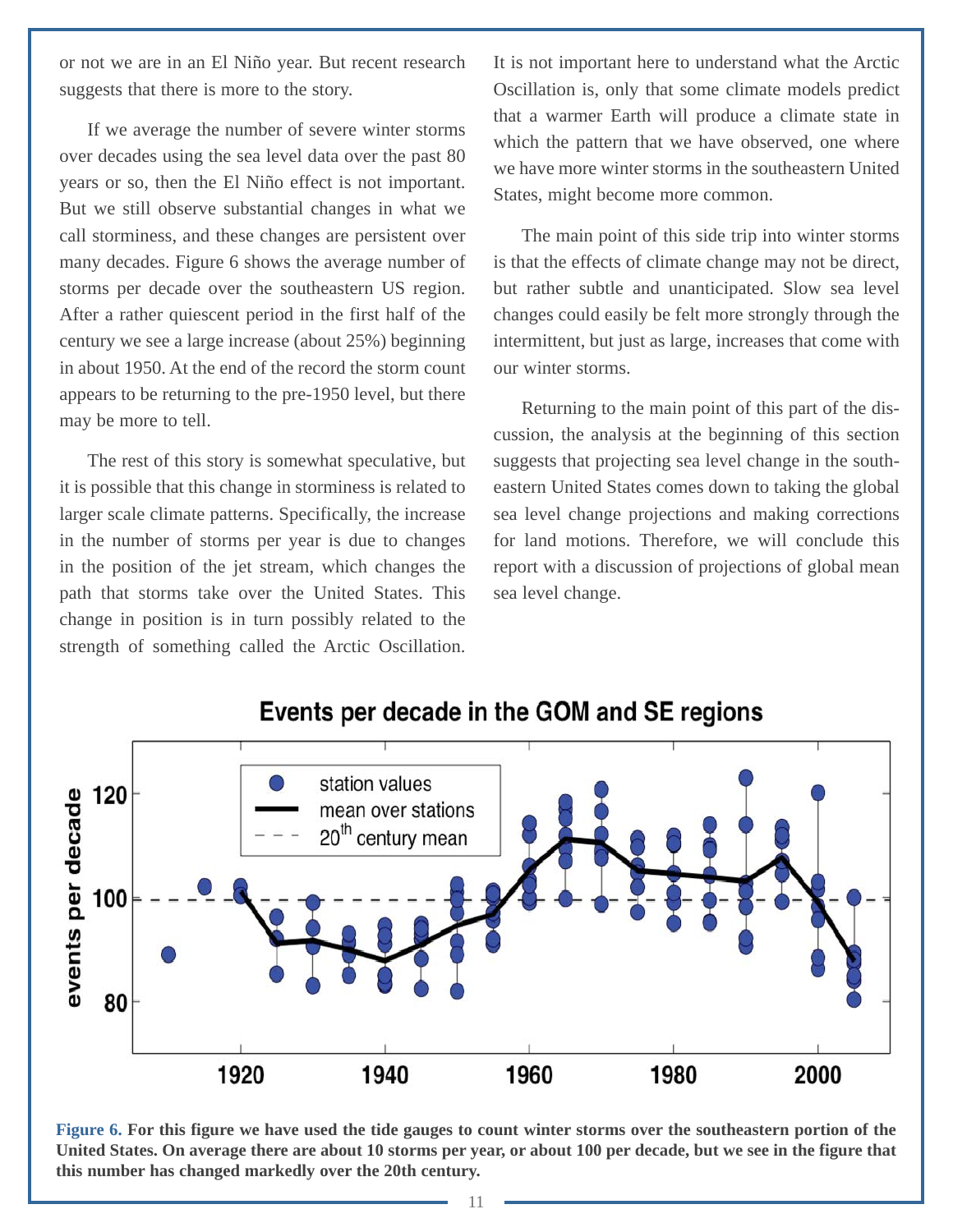or not we are in an El Niño year. But recent research suggests that there is more to the story.

If we average the number of severe winter storms over decades using the sea level data over the past 80 years or so, then the El Niño effect is not important. But we still observe substantial changes in what we call storminess, and these changes are persistent over many decades. Figure 6 shows the average number of storms per decade over the southeastern US region. After a rather quiescent period in the first half of the century we see a large increase (about 25%) beginning in about 1950. At the end of the record the storm count appears to be returning to the pre-1950 level, but there may be more to tell.

The rest of this story is somewhat speculative, but it is possible that this change in storminess is related to larger scale climate patterns. Specifically, the increase in the number of storms per year is due to changes in the position of the jet stream, which changes the path that storms take over the United States. This change in position is in turn possibly related to the strength of something called the Arctic Oscillation. It is not important here to understand what the Arctic Oscillation is, only that some climate models predict that a warmer Earth will produce a climate state in which the pattern that we have observed, one where we have more winter storms in the southeastern United States, might become more common.

The main point of this side trip into winter storms is that the effects of climate change may not be direct, but rather subtle and unanticipated. Slow sea level changes could easily be felt more strongly through the intermittent, but just as large, increases that come with our winter storms.

Returning to the main point of this part of the discussion, the analysis at the beginning of this section suggests that projecting sea level change in the southeastern United States comes down to taking the global sea level change projections and making corrections for land motions. Therefore, we will conclude this report with a discussion of projections of global mean sea level change.

**Figure 6.** **For this figure we have used the tide gauges to count winter storms over the southeastern portion of the United States. On average there are about 10 storms per year, or about 100 per decade, but we see in the figure that this number has changed markedly over the 20th century.**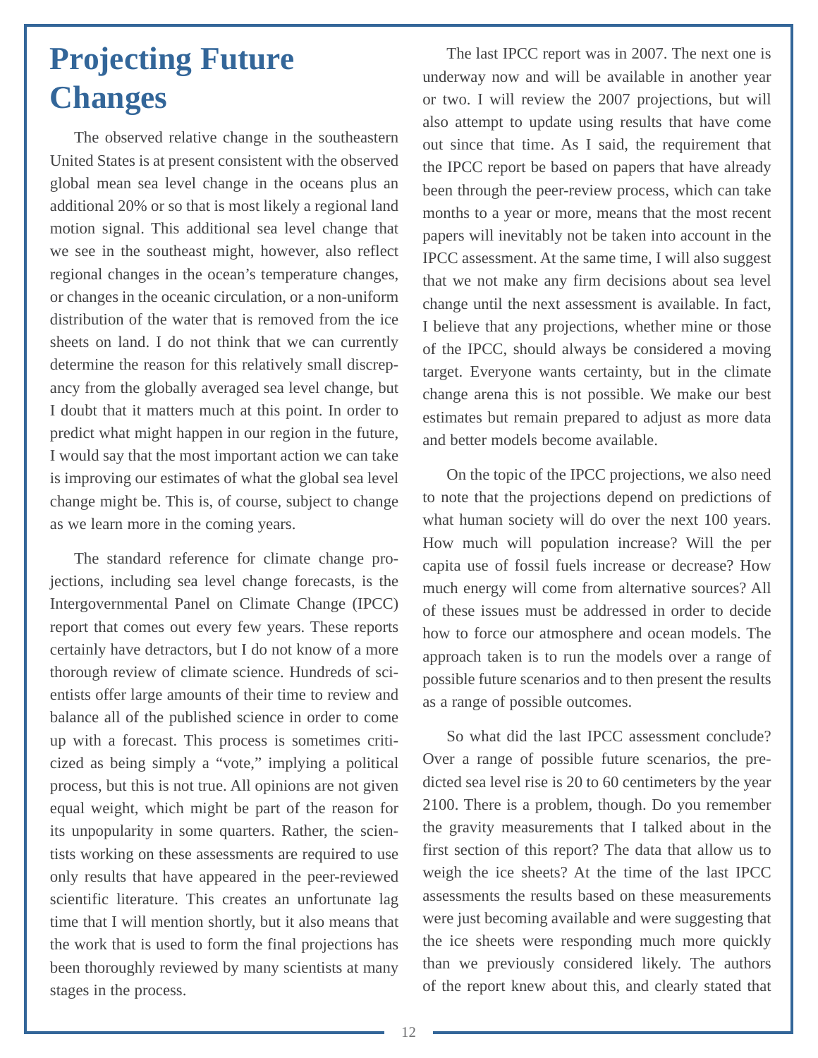# Projecting Future Changes

The observed relative change in the southeastern United States is at present consistent with the observed global mean sea level change in the oceans plus an additional 20% or so that is most likely a regional land motion signal. This additional sea level change that we see in the southeast might, however, also reflect regional changes in the ocean's temperature changes, or changes in the oceanic circulation, or a non-uniform distribution of the water that is removed from the ice sheets on land. I do not think that we can currently determine the reason for this relatively small discrepancy from the globally averaged sea level change, but I doubt that it matters much at this point. In order to predict what might happen in our region in the future, I would say that the most important action we can take is improving our estimates of what the global sea level change might be. This is, of course, subject to change as we learn more in the coming years.

The standard reference for climate change projections, including sea level change forecasts, is the Intergovernmental Panel on Climate Change (IPCC) report that comes out every few years. These reports certainly have detractors, but I do not know of a more thorough review of climate science. Hundreds of scientists offer large amounts of their time to review and balance all of the published science in order to come up with a forecast. This process is sometimes criticized as being simply a "vote," implying a political process, but this is not true. All opinions are not given equal weight, which might be part of the reason for its unpopularity in some quarters. Rather, the scientists working on these assessments are required to use only results that have appeared in the peer-reviewed scientific literature. This creates an unfortunate lag time that I will mention shortly, but it also means that the work that is used to form the final projections has been thoroughly reviewed by many scientists at many stages in the process.

The last IPCC report was in 2007. The next one is underway now and will be available in another year or two. I will review the 2007 projections, but will also attempt to update using results that have come out since that time. As I said, the requirement that the IPCC report be based on papers that have already been through the peer-review process, which can take months to a year or more, means that the most recent papers will inevitably not be taken into account in the IPCC assessment. At the same time, I will also suggest that we not make any firm decisions about sea level change until the next assessment is available. In fact, I believe that any projections, whether mine or those of the IPCC, should always be considered a moving target. Everyone wants certainty, but in the climate change arena this is not possible. We make our best estimates but remain prepared to adjust as more data and better models become available.

On the topic of the IPCC projections, we also need to note that the projections depend on predictions of what human society will do over the next 100 years. How much will population increase? Will the per capita use of fossil fuels increase or decrease? How much energy will come from alternative sources? All of these issues must be addressed in order to decide how to force our atmosphere and ocean models. The approach taken is to run the models over a range of possible future scenarios and to then present the results as a range of possible outcomes.

So what did the last IPCC assessment conclude? Over a range of possible future scenarios, the predicted sea level rise is 20 to 60 centimeters by the year 2100. There is a problem, though. Do you remember the gravity measurements that I talked about in the first section of this report? The data that allow us to weigh the ice sheets? At the time of the last IPCC assessments the results based on these measurements were just becoming available and were suggesting that the ice sheets were responding much more quickly than we previously considered likely. The authors of the report knew about this, and clearly stated that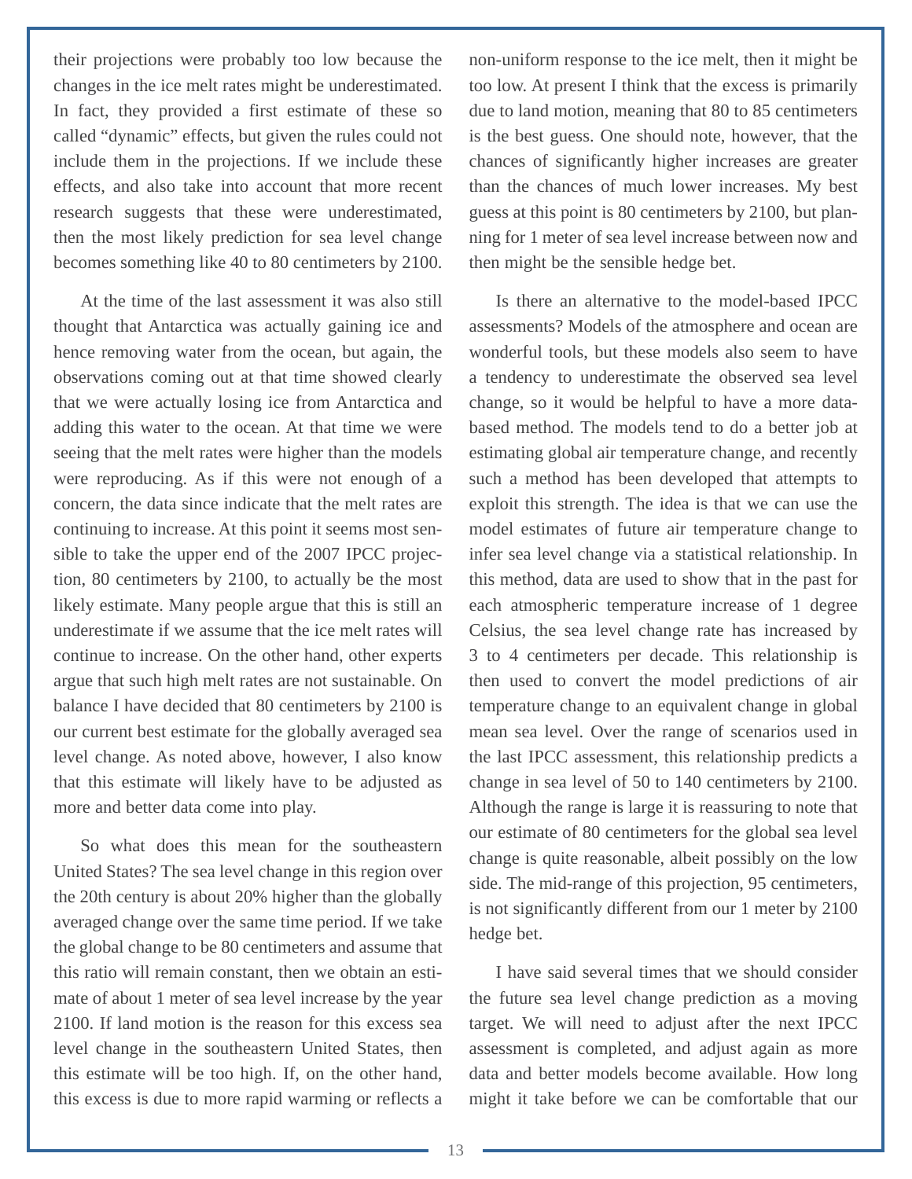their projections were probably too low because the changes in the ice melt rates might be underestimated. In fact, they provided a first estimate of these so called "dynamic" effects, but given the rules could not include them in the projections. If we include these effects, and also take into account that more recent research suggests that these were underestimated, then the most likely prediction for sea level change becomes something like 40 to 80 centimeters by 2100.

At the time of the last assessment it was also still thought that Antarctica was actually gaining ice and hence removing water from the ocean, but again, the observations coming out at that time showed clearly that we were actually losing ice from Antarctica and adding this water to the ocean. At that time we were seeing that the melt rates were higher than the models were reproducing. As if this were not enough of a concern, the data since indicate that the melt rates are continuing to increase. At this point it seems most sensible to take the upper end of the 2007 IPCC projection, 80 centimeters by 2100, to actually be the most likely estimate. Many people argue that this is still an underestimate if we assume that the ice melt rates will continue to increase. On the other hand, other experts argue that such high melt rates are not sustainable. On balance I have decided that 80 centimeters by 2100 is our current best estimate for the globally averaged sea level change. As noted above, however, I also know that this estimate will likely have to be adjusted as more and better data come into play.

So what does this mean for the southeastern United States? The sea level change in this region over the 20th century is about 20% higher than the globally averaged change over the same time period. If we take the global change to be 80 centimeters and assume that this ratio will remain constant, then we obtain an estimate of about 1 meter of sea level increase by the year 2100. If land motion is the reason for this excess sea level change in the southeastern United States, then this estimate will be too high. If, on the other hand, this excess is due to more rapid warming or reflects a non-uniform response to the ice melt, then it might be too low. At present I think that the excess is primarily due to land motion, meaning that 80 to 85 centimeters is the best guess. One should note, however, that the chances of significantly higher increases are greater than the chances of much lower increases. My best guess at this point is 80 centimeters by 2100, but planning for 1 meter of sea level increase between now and then might be the sensible hedge bet.

Is there an alternative to the model-based IPCC assessments? Models of the atmosphere and ocean are wonderful tools, but these models also seem to have a tendency to underestimate the observed sea level change, so it would be helpful to have a more data-based method. The models tend to do a better job at estimating global air temperature change, and recently such a method has been developed that attempts to exploit this strength. The idea is that we can use the model estimates of future air temperature change to infer sea level change via a statistical relationship. In this method, data are used to show that in the past for each atmospheric temperature increase of 1 degree Celsius, the sea level change rate has increased by 3 to 4 centimeters per decade. This relationship is then used to convert the model predictions of air temperature change to an equivalent change in global mean sea level. Over the range of scenarios used in the last IPCC assessment, this relationship predicts a change in sea level of 50 to 140 centimeters by 2100. Although the range is large it is reassuring to note that our estimate of 80 centimeters for the global sea level change is quite reasonable, albeit possibly on the low side. The mid-range of this projection, 95 centimeters, is not significantly different from our 1 meter by 2100 hedge bet.

I have said several times that we should consider the future sea level change prediction as a moving target. We will need to adjust after the next IPCC assessment is completed, and adjust again as more data and better models become available. How long might it take before we can be comfortable that our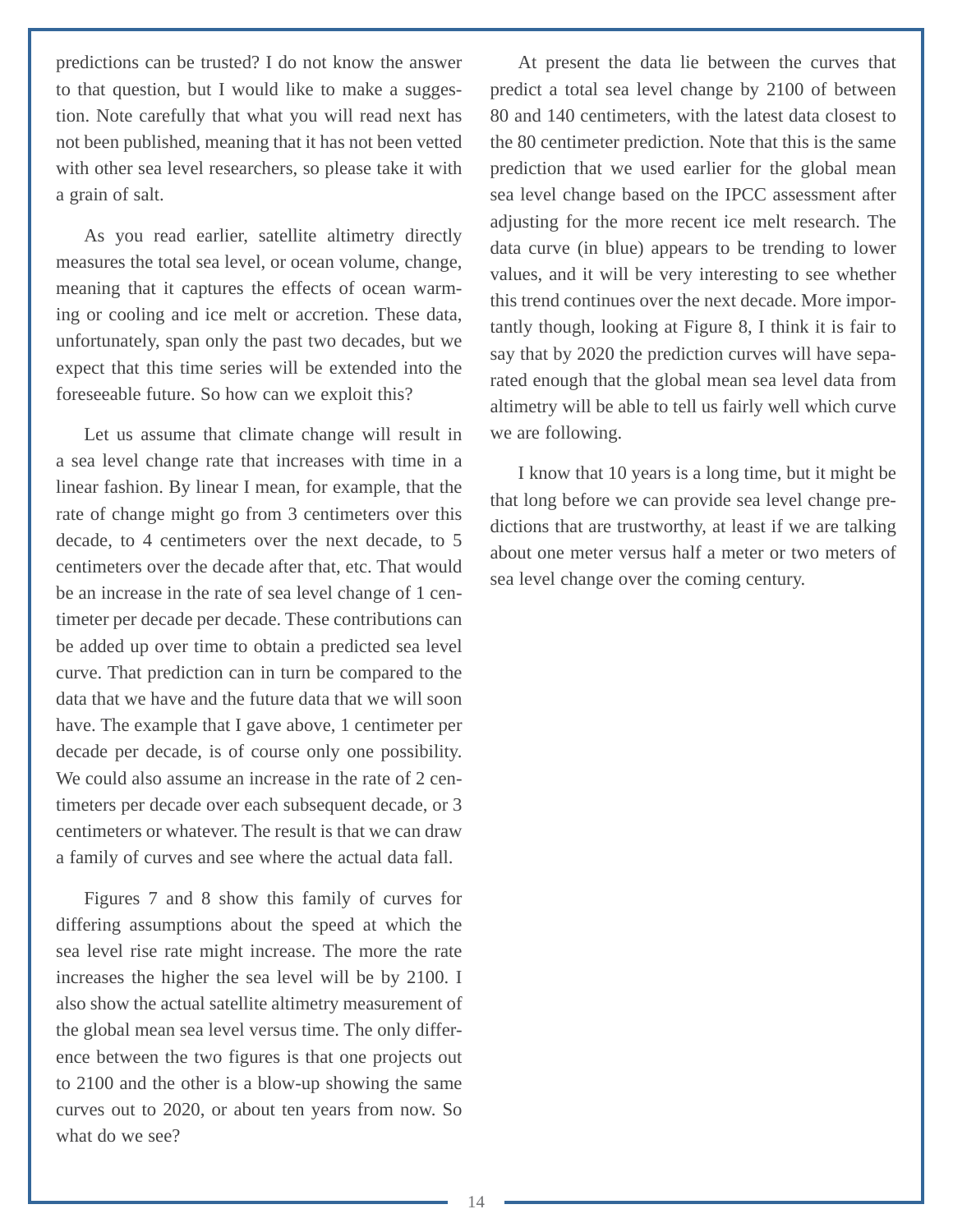predictions can be trusted? I do not know the answer to that question, but I would like to make a suggestion. Note carefully that what you will read next has not been published, meaning that it has not been vetted with other sea level researchers, so please take it with a grain of salt.

As you read earlier, satellite altimetry directly measures the total sea level, or ocean volume, change, meaning that it captures the effects of ocean warming or cooling and ice melt or accretion. These data, unfortunately, span only the past two decades, but we expect that this time series will be extended into the foreseeable future. So how can we exploit this?

Let us assume that climate change will result in a sea level change rate that increases with time in a linear fashion. By linear I mean, for example, that the rate of change might go from 3 centimeters over this decade, to 4 centimeters over the next decade, to 5 centimeters over the decade after that, etc. That would be an increase in the rate of sea level change of 1 centimeter per decade per decade. These contributions can be added up over time to obtain a predicted sea level curve. That prediction can in turn be compared to the data that we have and the future data that we will soon have. The example that I gave above, 1 centimeter per decade per decade, is of course only one possibility. We could also assume an increase in the rate of 2 centimeters per decade over each subsequent decade, or 3 centimeters or whatever. The result is that we can draw a family of curves and see where the actual data fall.

Figures 7 and 8 show this family of curves for differing assumptions about the speed at which the sea level rise rate might increase. The more the rate increases the higher the sea level will be by 2100. I also show the actual satellite altimetry measurement of the global mean sea level versus time. The only difference between the two figures is that one projects out to 2100 and the other is a blow-up showing the same curves out to 2020, or about ten years from now. So what do we see?

At present the data lie between the curves that predict a total sea level change by 2100 of between 80 and 140 centimeters, with the latest data closest to the 80 centimeter prediction. Note that this is the same prediction that we used earlier for the global mean sea level change based on the IPCC assessment after adjusting for the more recent ice melt research. The data curve (in blue) appears to be trending to lower values, and it will be very interesting to see whether this trend continues over the next decade. More importantly though, looking at Figure 8, I think it is fair to say that by 2020 the prediction curves will have separated enough that the global mean sea level data from altimetry will be able to tell us fairly well which curve we are following.

I know that 10 years is a long time, but it might be that long before we can provide sea level change predictions that are trustworthy, at least if we are talking about one meter versus half a meter or two meters of sea level change over the coming century.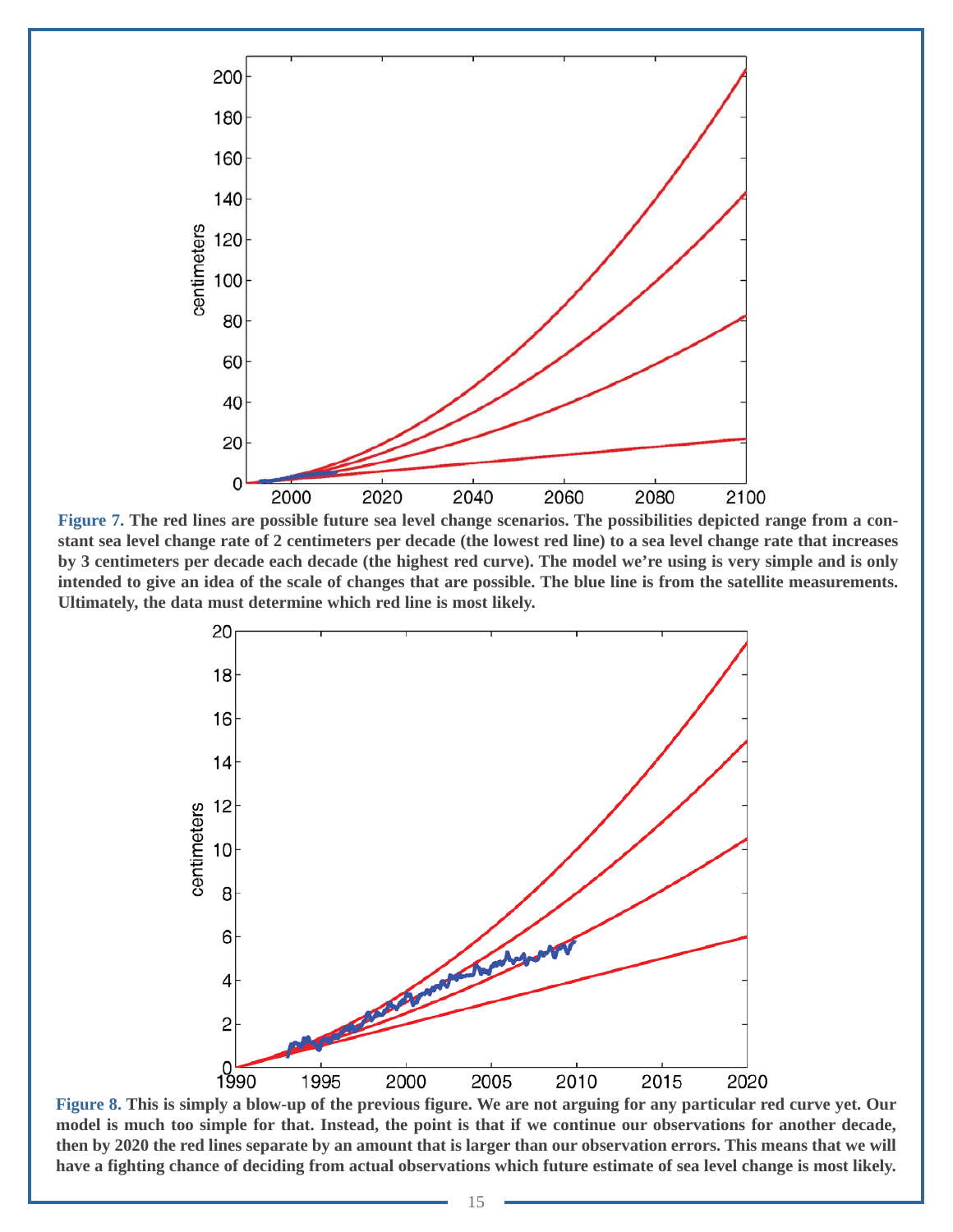**Figure 7.** The red lines are possible future sea level change scenarios. The possibilities depicted range from a constant sea level change rate of 2 centimeters per decade (the lowest red line) to a sea level change rate that increases by 3 centimeters per decade each decade (the highest red curve). The model we're using is very simple and is only intended to give an idea of the scale of changes that are possible. The blue line is from the satellite measurements. Ultimately, the data must determine which red line is most likely.

**Figure 8.** This is simply a blow-up of the previous figure. We are not arguing for any particular red curve yet. Our model is much too simple for that. Instead, the point is that if we continue our observations for another decade, then by 2020 the red lines separate by an amount that is larger than our observation errors. This means that we will have a fighting chance of deciding from actual observations which future estimate of sea level change is most likely.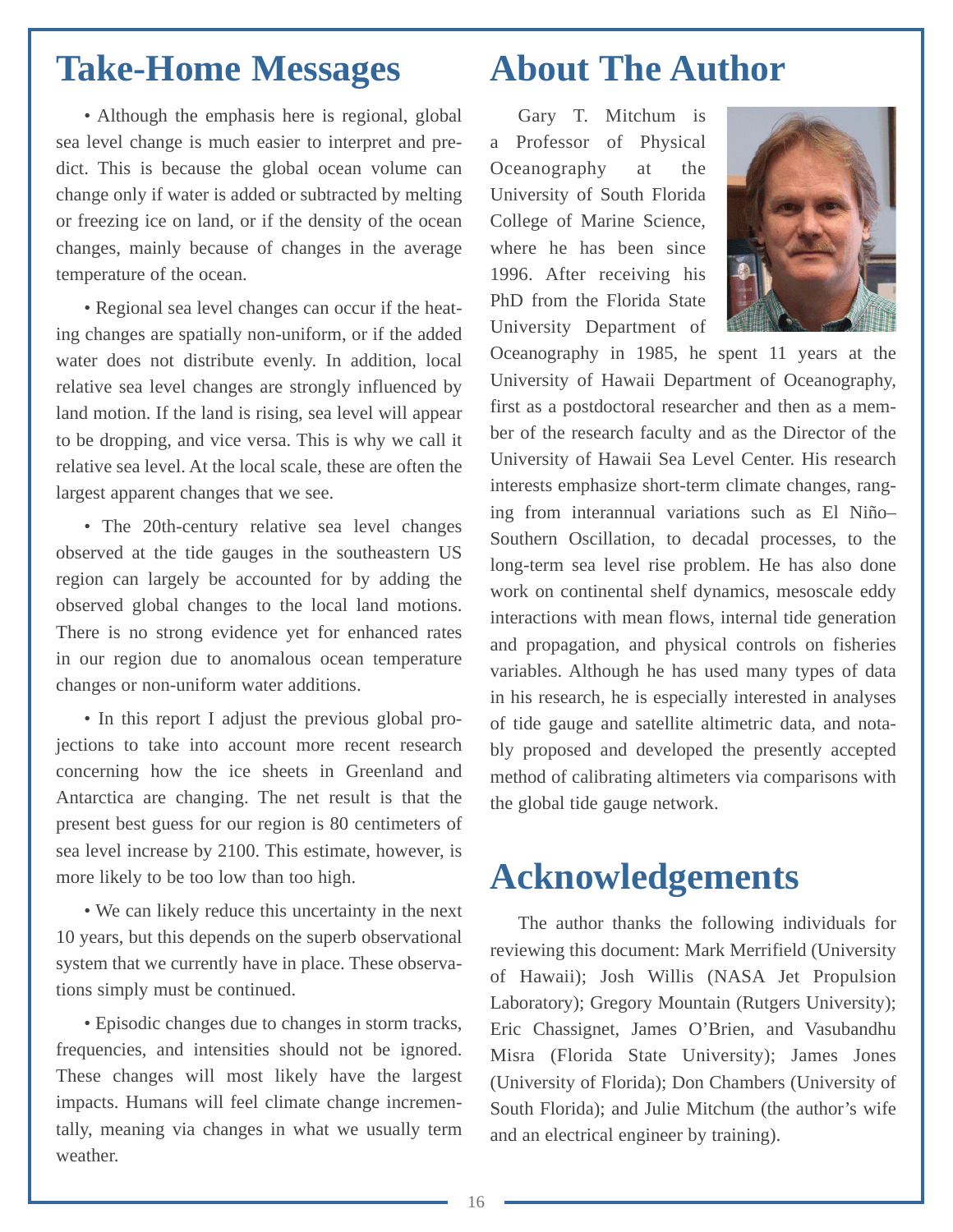## Take-Home Messages

- Although the emphasis here is regional, global sea level change is much easier to interpret and predict. This is because the global ocean volume can change only if water is added or subtracted by melting or freezing ice on land, or if the density of the ocean changes, mainly because of changes in the average temperature of the ocean.

- Regional sea level changes can occur if the heating changes are spatially non-uniform, or if the added water does not distribute evenly. In addition, local relative sea level changes are strongly influenced by land motion. If the land is rising, sea level will appear to be dropping, and vice versa. This is why we call it relative sea level. At the local scale, these are often the largest apparent changes that we see.

- The 20th-century relative sea level changes observed at the tide gauges in the southeastern US region can largely be accounted for by adding the observed global changes to the local land motions. There is no strong evidence yet for enhanced rates in our region due to anomalous ocean temperature changes or non-uniform water additions.

- In this report I adjust the previous global projections to take into account more recent research concerning how the ice sheets in Greenland and Antarctica are changing. The net result is that the present best guess for our region is 80 centimeters of sea level increase by 2100. This estimate, however, is more likely to be too low than too high.

- We can likely reduce this uncertainty in the next 10 years, but this depends on the superb observational system that we currently have in place. These observations simply must be continued.

- Episodic changes due to changes in storm tracks, frequencies, and intensities should not be ignored. These changes will most likely have the largest impacts. Humans will feel climate change incrementally, meaning via changes in what we usually term weather.

## About The Author

Gary T. Mitchum is a Professor of Physical Oceanography at the University of South Florida College of Marine Science, where he has been since 1996. After receiving his PhD from the Florida State University Department of Oceanography in 1985, he spent 11 years at the University of Hawaii Department of Oceanography, first as a postdoctoral researcher and then as a member of the research faculty and as the Director of the University of Hawaii Sea Level Center. His research interests emphasize short-term climate changes, ranging from interannual variations such as El Niño–Southern Oscillation, to decadal processes, to the long-term sea level rise problem. He has also done work on continental shelf dynamics, mesoscale eddy interactions with mean flows, internal tide generation and propagation, and physical controls on fisheries variables. Although he has used many types of data in his research, he is especially interested in analyses of tide gauge and satellite altimetric data, and notably proposed and developed the presently accepted method of calibrating altimeters via comparisons with the global tide gauge network.

## Acknowledgements

The author thanks the following individuals for reviewing this document: Mark Merrifield (University of Hawaii); Josh Willis (NASA Jet Propulsion Laboratory); Gregory Mountain (Rutgers University); Eric Chassignet, James O'Brien, and Vasubandhu Misra (Florida State University); James Jones (University of Florida); Don Chambers (University of South Florida); and Julie Mitchum (the author's wife and an electrical engineer by training).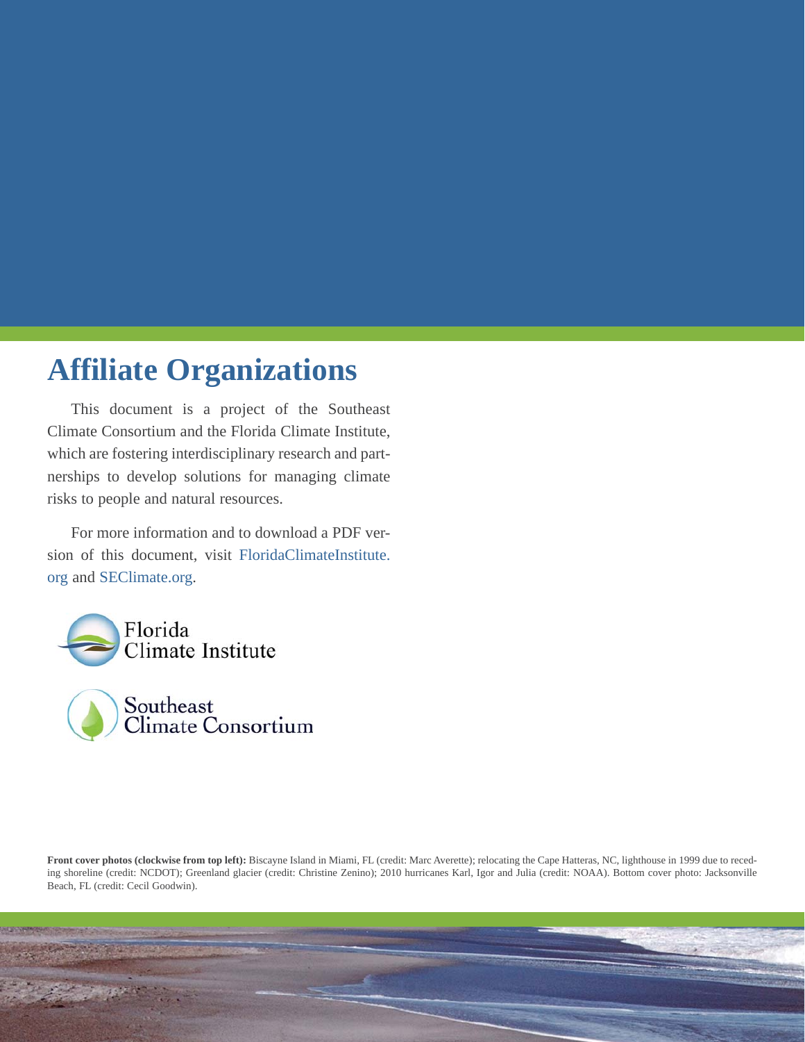## Affiliate Organizations

This document is a project of the Southeast Climate Consortium and the Florida Climate Institute, which are fostering interdisciplinary research and partnerships to develop solutions for managing climate risks to people and natural resources.

For more information and to download a PDF version of this document, visit FloridaClimateInstitute.org and SEClimate.org.

Florida Climate Institute

Southeast Climate Consortium

**Front cover photos (clockwise from top left):** Biscayne Island in Miami, FL (credit: Marc Averette); relocating the Cape Hatteras, NC, lighthouse in 1999 due to receding shoreline (credit: NCDOT); Greenland glacier (credit: Christine Zenino); 2010 hurricanes Karl, Igor and Julia (credit: NOAA). Bottom cover photo: Jacksonville Beach, FL (credit: Cecil Goodwin).